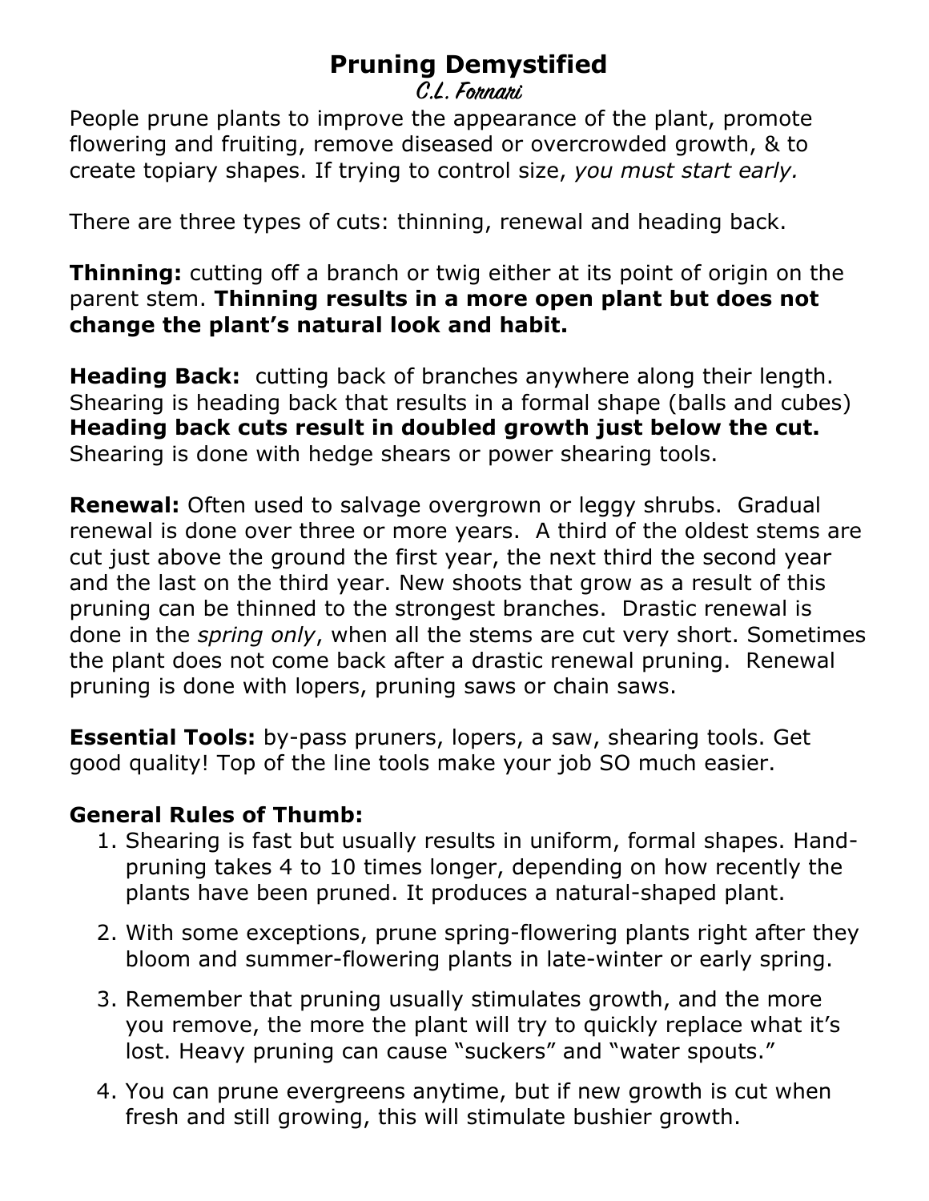# Pruning Demystified

*C.L. Fornari*

People prune plants to improve the appearance of the plant, promote flowering and fruiting, remove diseased or overcrowded growth, & to create topiary shapes. If trying to control size, *you must start early.*

There are three types of cuts: thinning, renewal and heading back.

**Thinning:** cutting off a branch or twig either at its point of origin on the parent stem. **Thinning results in a more open plant but does not change the plant's natural look and habit.**

**Heading Back:** cutting back of branches anywhere along their length. Shearing is heading back that results in a formal shape (balls and cubes) **Heading back cuts result in doubled growth just below the cut.** Shearing is done with hedge shears or power shearing tools.

**Renewal:** Often used to salvage overgrown or leggy shrubs. Gradual renewal is done over three or more years. A third of the oldest stems are cut just above the ground the first year, the next third the second year and the last on the third year. New shoots that grow as a result of this pruning can be thinned to the strongest branches. Drastic renewal is done in the *spring only*, when all the stems are cut very short. Sometimes the plant does not come back after a drastic renewal pruning. Renewal pruning is done with lopers, pruning saws or chain saws.

**Essential Tools:** by-pass pruners, lopers, a saw, shearing tools. Get good quality! Top of the line tools make your job SO much easier.

**General Rules of Thumb:**

1. Shearing is fast but usually results in uniform, formal shapes. Hand-pruning takes 4 to 10 times longer, depending on how recently the plants have been pruned. It produces a natural-shaped plant.
2. With some exceptions, prune spring-flowering plants right after they bloom and summer-flowering plants in late-winter or early spring.
3. Remember that pruning usually stimulates growth, and the more you remove, the more the plant will try to quickly replace what it's lost. Heavy pruning can cause "suckers" and "water spouts."
4. You can prune evergreens anytime, but if new growth is cut when fresh and still growing, this will stimulate bushier growth.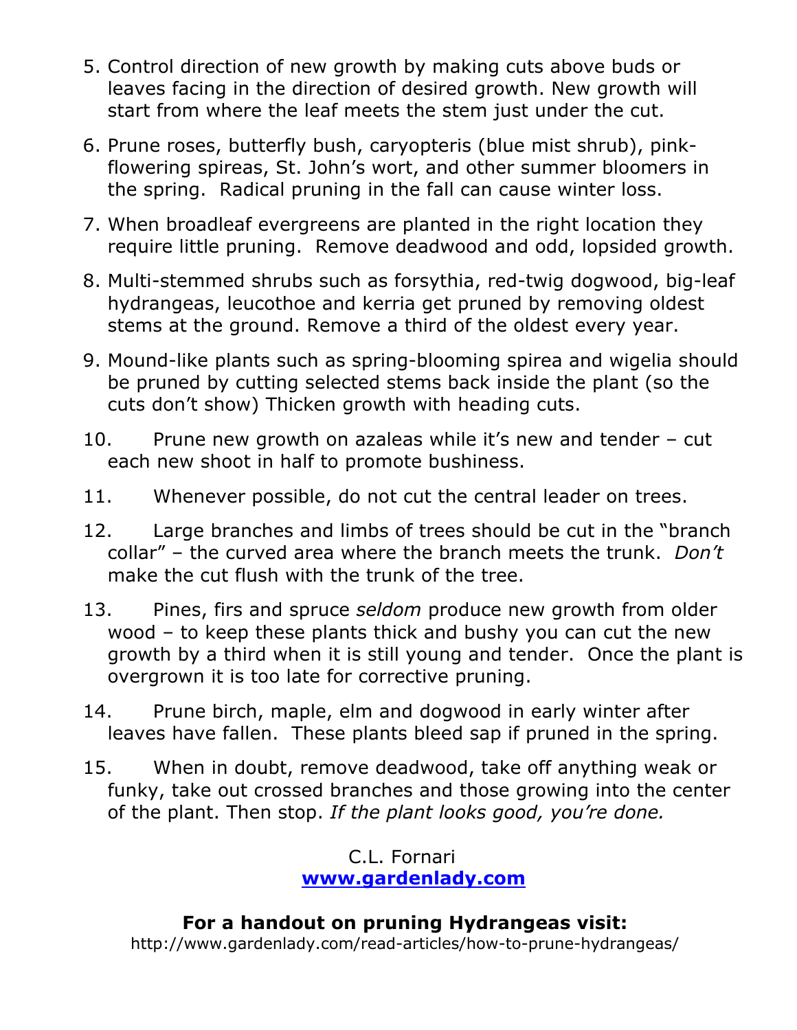5. Control direction of new growth by making cuts above buds or leaves facing in the direction of desired growth. New growth will start from where the leaf meets the stem just under the cut.
6. Prune roses, butterfly bush, caryopteris (blue mist shrub), pink-flowering spireas, St. John's wort, and other summer bloomers in the spring. Radical pruning in the fall can cause winter loss.
7. When broadleaf evergreens are planted in the right location they require little pruning. Remove deadwood and odd, lopsided growth.
8. Multi-stemmed shrubs such as forsythia, red-twig dogwood, big-leaf hydrangeas, leucothoe and kerria get pruned by removing oldest stems at the ground. Remove a third of the oldest every year.
9. Mound-like plants such as spring-blooming spirea and wigelia should be pruned by cutting selected stems back inside the plant (so the cuts don't show) Thicken growth with heading cuts.
10. Prune new growth on azaleas while it's new and tender – cut each new shoot in half to promote bushiness.
11. Whenever possible, do not cut the central leader on trees.
12. Large branches and limbs of trees should be cut in the "branch collar" – the curved area where the branch meets the trunk. *Don't* make the cut flush with the trunk of the tree.
13. Pines, firs and spruce *seldom* produce new growth from older wood – to keep these plants thick and bushy you can cut the new growth by a third when it is still young and tender. Once the plant is overgrown it is too late for corrective pruning.
14. Prune birch, maple, elm and dogwood in early winter after leaves have fallen. These plants bleed sap if pruned in the spring.
15. When in doubt, remove deadwood, take off anything weak or funky, take out crossed branches and those growing into the center of the plant. Then stop. *If the plant looks good, you're done.*

C.L. Fornari
[www.gardenlady.com](http://www.gardenlady.com)

**For a handout on pruning Hydrangeas visit:**
http://www.gardenlady.com/read-articles/how-to-prune-hydrangeas/